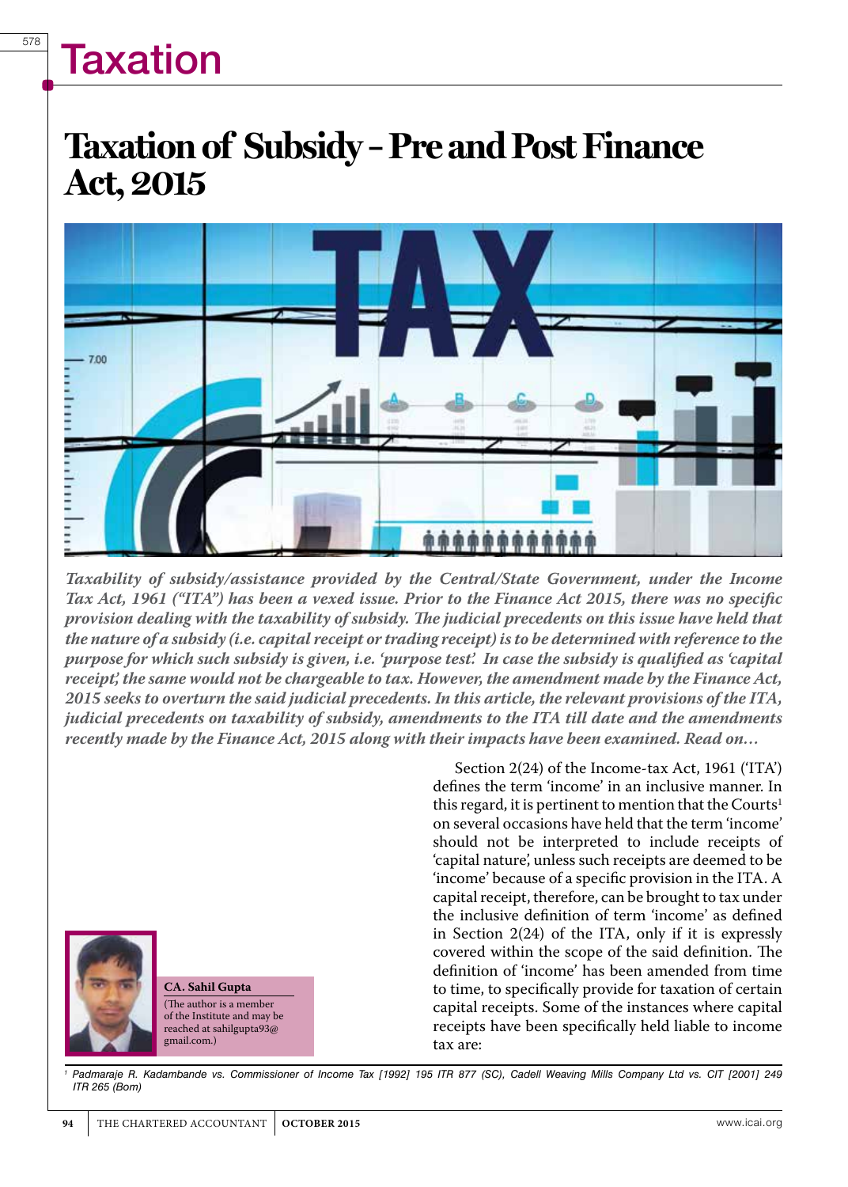# Taxation

## Taxation of Subsidy – Pre and Post Finance Act, 2015

*Taxability of subsidy/assistance provided by the Central/State Government, under the Income Tax Act, 1961 ("ITA") has been a vexed issue. Prior to the Finance Act 2015, there was no specific provision dealing with the taxability of subsidy. The judicial precedents on this issue have held that the nature of a subsidy (i.e. capital receipt or trading receipt) is to be determined with reference to the purpose for which such subsidy is given, i.e. 'purpose test'. In case the subsidy is qualified as 'capital receipt', the same would not be chargeable to tax. However, the amendment made by the Finance Act, 2015 seeks to overturn the said judicial precedents. In this article, the relevant provisions of the ITA, judicial precedents on taxability of subsidy, amendments to the ITA till date and the amendments recently made by the Finance Act, 2015 along with their impacts have been examined. Read on…*

**CA. Sahil Gupta**
(The author is a member of the Institute and may be reached at sahilgupta93@gmail.com.)

Section 2(24) of the Income-tax Act, 1961 ('ITA') defines the term 'income' in an inclusive manner. In this regard, it is pertinent to mention that the Courts[1] on several occasions have held that the term 'income' should not be interpreted to include receipts of 'capital nature', unless such receipts are deemed to be 'income' because of a specific provision in the ITA. A capital receipt, therefore, can be brought to tax under the inclusive definition of term 'income' as defined in Section 2(24) of the ITA, only if it is expressly covered within the scope of the said definition. The definition of 'income' has been amended from time to time, to specifically provide for taxation of certain capital receipts. Some of the instances where capital receipts have been specifically held liable to income tax are:

[1] *Padmaraje R. Kadambande vs. Commissioner of Income Tax [1992] 195 ITR 877 (SC), Cadell Weaving Mills Company Ltd vs. CIT [2001] 249 ITR 265 (Bom)*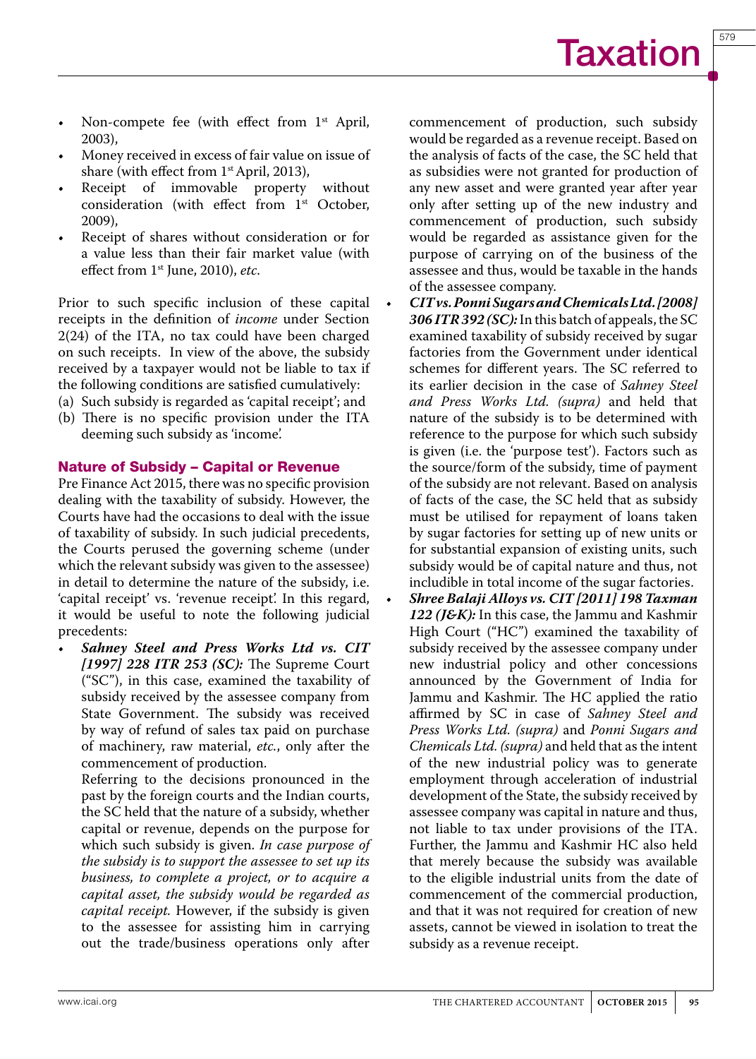- Non-compete fee (with effect from 1st April, 2003),
- Money received in excess of fair value on issue of share (with effect from 1st April, 2013),
- Receipt of immovable property without consideration (with effect from 1st October, 2009),
- Receipt of shares without consideration or for a value less than their fair market value (with effect from 1st June, 2010), *etc.*

Prior to such specific inclusion of these capital receipts in the definition of *income* under Section 2(24) of the ITA, no tax could have been charged on such receipts. In view of the above, the subsidy received by a taxpayer would not be liable to tax if the following conditions are satisfied cumulatively:

(a) Such subsidy is regarded as 'capital receipt'; and
(b) There is no specific provision under the ITA deeming such subsidy as 'income'.

### Nature of Subsidy – Capital or Revenue

Pre Finance Act 2015, there was no specific provision dealing with the taxability of subsidy. However, the Courts have had the occasions to deal with the issue of taxability of subsidy. In such judicial precedents, the Courts perused the governing scheme (under which the relevant subsidy was given to the assessee) in detail to determine the nature of the subsidy, i.e. 'capital receipt' vs. 'revenue receipt'. In this regard, it would be useful to note the following judicial precedents:

- ***Sahney Steel and Press Works Ltd vs. CIT [1997] 228 ITR 253 (SC):*** The Supreme Court ("SC"), in this case, examined the taxability of subsidy received by the assessee company from State Government. The subsidy was received by way of refund of sales tax paid on purchase of machinery, raw material, *etc.*, only after the commencement of production.

  Referring to the decisions pronounced in the past by the foreign courts and the Indian courts, the SC held that the nature of a subsidy, whether capital or revenue, depends on the purpose for which such subsidy is given. *In case purpose of the subsidy is to support the assessee to set up its business, to complete a project, or to acquire a capital asset, the subsidy would be regarded as capital receipt.* However, if the subsidy is given to the assessee for assisting him in carrying out the trade/business operations only after commencement of production, such subsidy would be regarded as a revenue receipt. Based on the analysis of facts of the case, the SC held that as subsidies were not granted for production of any new asset and were granted year after year only after setting up of the new industry and commencement of production, such subsidy would be regarded as assistance given for the purpose of carrying on of the business of the assessee and thus, would be taxable in the hands of the assessee company.

- ***CIT vs. Ponni Sugars and Chemicals Ltd. [2008] 306 ITR 392 (SC):*** In this batch of appeals, the SC examined taxability of subsidy received by sugar factories from the Government under identical schemes for different years. The SC referred to its earlier decision in the case of *Sahney Steel and Press Works Ltd. (supra)* and held that nature of the subsidy is to be determined with reference to the purpose for which such subsidy is given (i.e. the 'purpose test'). Factors such as the source/form of the subsidy, time of payment of the subsidy are not relevant. Based on analysis of facts of the case, the SC held that as subsidy must be utilised for repayment of loans taken by sugar factories for setting up of new units or for substantial expansion of existing units, such subsidy would be of capital nature and thus, not includible in total income of the sugar factories.

- ***Shree Balaji Alloys vs. CIT [2011] 198 Taxman 122 (J&K):*** In this case, the Jammu and Kashmir High Court ("HC") examined the taxability of subsidy received by the assessee company under new industrial policy and other concessions announced by the Government of India for Jammu and Kashmir. The HC applied the ratio affirmed by SC in case of *Sahney Steel and Press Works Ltd. (supra)* and *Ponni Sugars and Chemicals Ltd. (supra)* and held that as the intent of the new industrial policy was to generate employment through acceleration of industrial development of the State, the subsidy received by assessee company was capital in nature and thus, not liable to tax under provisions of the ITA. Further, the Jammu and Kashmir HC also held that merely because the subsidy was available to the eligible industrial units from the date of commencement of the commercial production, and that it was not required for creation of new assets, cannot be viewed in isolation to treat the subsidy as a revenue receipt.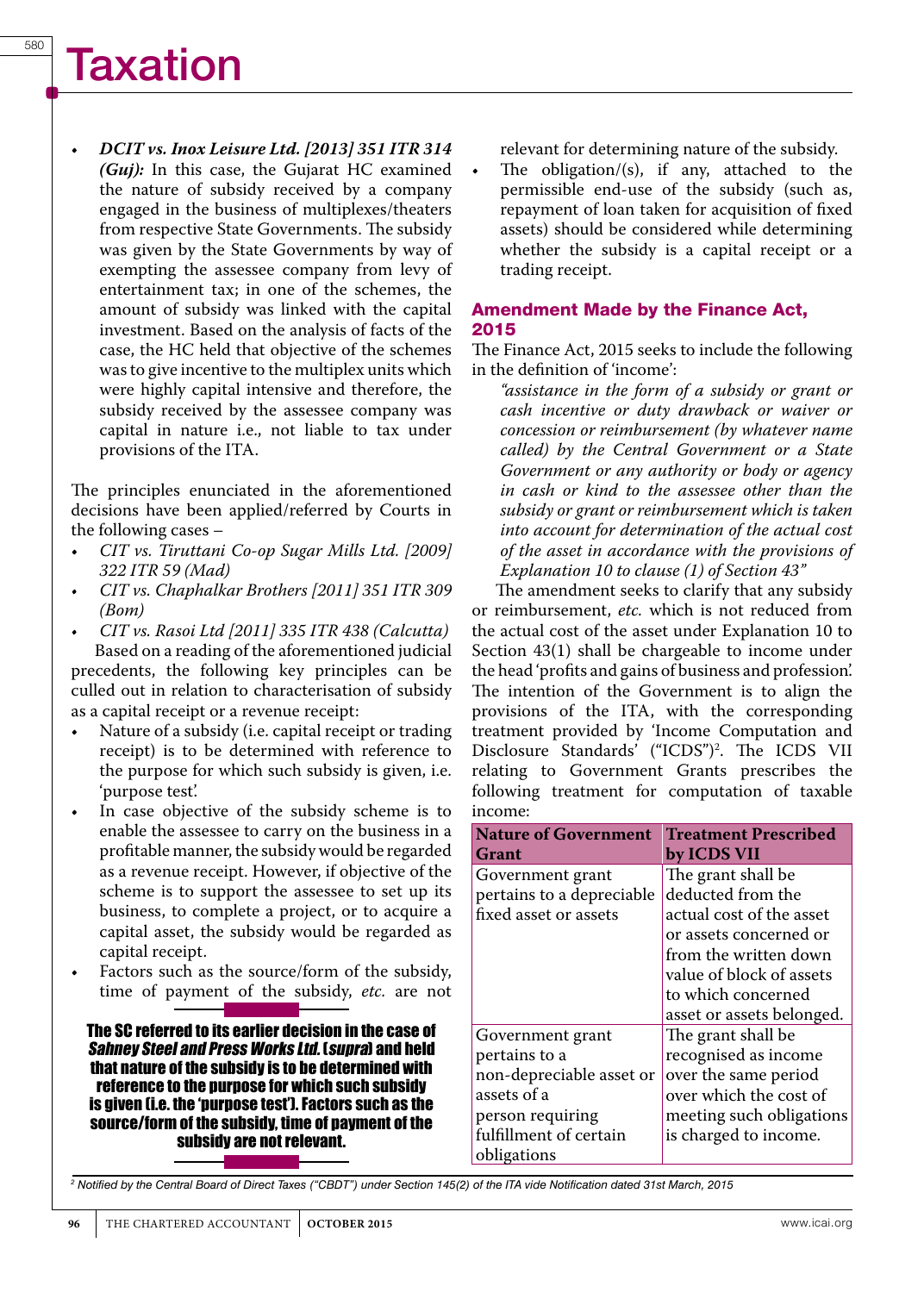- ***DCIT vs. Inox Leisure Ltd. [2013] 351 ITR 314 (Guj):*** In this case, the Gujarat HC examined the nature of subsidy received by a company engaged in the business of multiplexes/theaters from respective State Governments. The subsidy was given by the State Governments by way of exempting the assessee company from levy of entertainment tax; in one of the schemes, the amount of subsidy was linked with the capital investment. Based on the analysis of facts of the case, the HC held that objective of the schemes was to give incentive to the multiplex units which were highly capital intensive and therefore, the subsidy received by the assessee company was capital in nature i.e., not liable to tax under provisions of the ITA.

The principles enunciated in the aforementioned decisions have been applied/referred by Courts in the following cases –

- *CIT vs. Tiruttani Co-op Sugar Mills Ltd. [2009] 322 ITR 59 (Mad)*
- *CIT vs. Chaphalkar Brothers [2011] 351 ITR 309 (Bom)*
- *CIT vs. Rasoi Ltd [2011] 335 ITR 438 (Calcutta)*

Based on a reading of the aforementioned judicial precedents, the following key principles can be culled out in relation to characterisation of subsidy as a capital receipt or a revenue receipt:

- Nature of a subsidy (i.e. capital receipt or trading receipt) is to be determined with reference to the purpose for which such subsidy is given, i.e. 'purpose test'.
- In case objective of the subsidy scheme is to enable the assessee to carry on the business in a profitable manner, the subsidy would be regarded as a revenue receipt. However, if objective of the scheme is to support the assessee to set up its business, to complete a project, or to acquire a capital asset, the subsidy would be regarded as capital receipt.
- Factors such as the source/form of the subsidy, time of payment of the subsidy, *etc.* are not relevant for determining nature of the subsidy.
- The obligation/(s), if any, attached to the permissible end-use of the subsidy (such as, repayment of loan taken for acquisition of fixed assets) should be considered while determining whether the subsidy is a capital receipt or a trading receipt.

**The SC referred to its earlier decision in the case of *Sahney Steel and Press Works Ltd.* (*supra*) and held that nature of the subsidy is to be determined with reference to the purpose for which such subsidy is given (i.e. the 'purpose test'). Factors such as the source/form of the subsidy, time of payment of the subsidy are not relevant.**

## Amendment Made by the Finance Act, 2015

The Finance Act, 2015 seeks to include the following in the definition of 'income':

> *"assistance in the form of a subsidy or grant or cash incentive or duty drawback or waiver or concession or reimbursement (by whatever name called) by the Central Government or a State Government or any authority or body or agency in cash or kind to the assessee other than the subsidy or grant or reimbursement which is taken into account for determination of the actual cost of the asset in accordance with the provisions of Explanation 10 to clause (1) of Section 43"*

The amendment seeks to clarify that any subsidy or reimbursement, *etc.* which is not reduced from the actual cost of the asset under Explanation 10 to Section 43(1) shall be chargeable to income under the head 'profits and gains of business and profession'. The intention of the Government is to align the provisions of the ITA, with the corresponding treatment provided by 'Income Computation and Disclosure Standards' ("ICDS")[2]. The ICDS VII relating to Government Grants prescribes the following treatment for computation of taxable income:

| Nature of Government Grant | Treatment Prescribed by ICDS VII |
|---|---|
| Government grant pertains to a depreciable fixed asset or assets | The grant shall be deducted from the actual cost of the asset or assets concerned or from the written down value of block of assets to which concerned asset or assets belonged. |
| Government grant pertains to a non-depreciable asset or assets of a person requiring fulfillment of certain obligations | The grant shall be recognised as income over the same period over which the cost of meeting such obligations is charged to income. |

[2] *Notified by the Central Board of Direct Taxes ("CBDT") under Section 145(2) of the ITA vide Notification dated 31st March, 2015*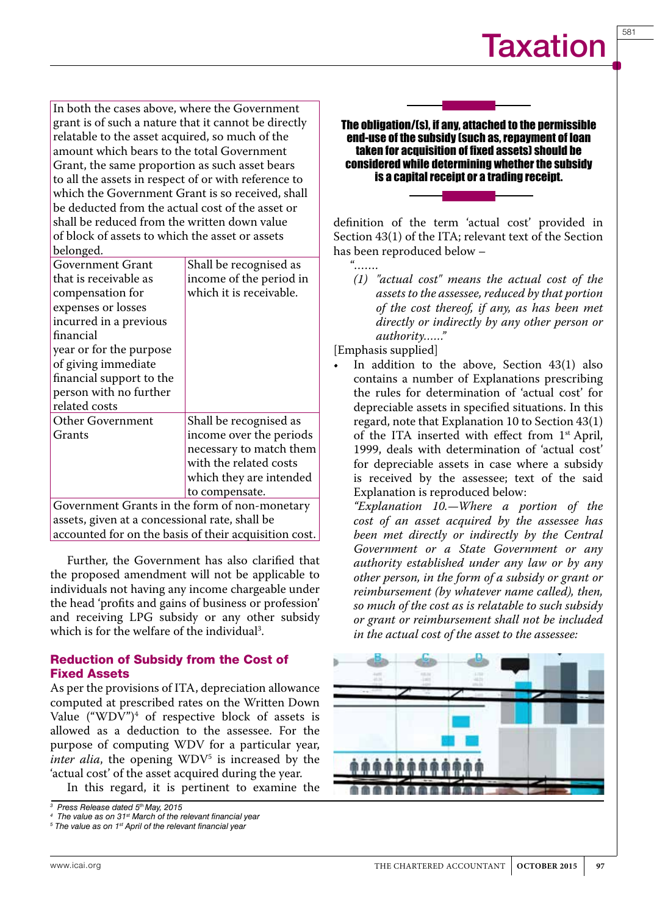| In both the cases above, where the Government grant is of such a nature that it cannot be directly relatable to the asset acquired, so much of the amount which bears to the total Government Grant, the same proportion as such asset bears to all the assets in respect of or with reference to which the Government Grant is so received, shall be deducted from the actual cost of the asset or shall be reduced from the written down value of block of assets to which the asset or assets belonged. | |
|---|---|
| Government Grant that is receivable as compensation for expenses or losses incurred in a previous financial year or for the purpose of giving immediate financial support to the person with no further related costs | Shall be recognised as income of the period in which it is receivable. |
| Other Government Grants | Shall be recognised as income over the periods necessary to match them with the related costs which they are intended to compensate. |
| Government Grants in the form of non-monetary assets, given at a concessional rate, shall be accounted for on the basis of their acquisition cost. | |

Further, the Government has also clarified that the proposed amendment will not be applicable to individuals not having any income chargeable under the head 'profits and gains of business or profession' and receiving LPG subsidy or any other subsidy which is for the welfare of the individual[3].

### Reduction of Subsidy from the Cost of Fixed Assets

As per the provisions of ITA, depreciation allowance computed at prescribed rates on the Written Down Value ("WDV")[4] of respective block of assets is allowed as a deduction to the assessee. For the purpose of computing WDV for a particular year, *inter alia*, the opening WDV[5] is increased by the 'actual cost' of the asset acquired during the year.

In this regard, it is pertinent to examine the definition of the term 'actual cost' provided in Section 43(1) of the ITA; relevant text of the Section has been reproduced below –

"…….

> (1) *"actual cost" means the actual cost of the assets to the assessee, reduced by that portion of the cost thereof, if any, as has been met directly or indirectly by any other person or authority……"*

[Emphasis supplied]

- In addition to the above, Section 43(1) also contains a number of Explanations prescribing the rules for determination of 'actual cost' for depreciable assets in specified situations. In this regard, note that Explanation 10 to Section 43(1) of the ITA inserted with effect from 1st April, 1999, deals with determination of 'actual cost' for depreciable assets in case where a subsidy is received by the assessee; text of the said Explanation is reproduced below:

  *"Explanation 10.—Where a portion of the cost of an asset acquired by the assessee has been met directly or indirectly by the Central Government or a State Government or any authority established under any law or by any other person, in the form of a subsidy or grant or reimbursement (by whatever name called), then, so much of the cost as is relatable to such subsidy or grant or reimbursement shall not be included in the actual cost of the asset to the assessee:*

**The obligation/(s), if any, attached to the permissible end-use of the subsidy (such as, repayment of loan taken for acquisition of fixed assets) should be considered while determining whether the subsidy is a capital receipt or a trading receipt.**

---

[3] Press Release dated 5th May, 2015

[4] The value as on 31st March of the relevant financial year

[5] The value as on 1st April of the relevant financial year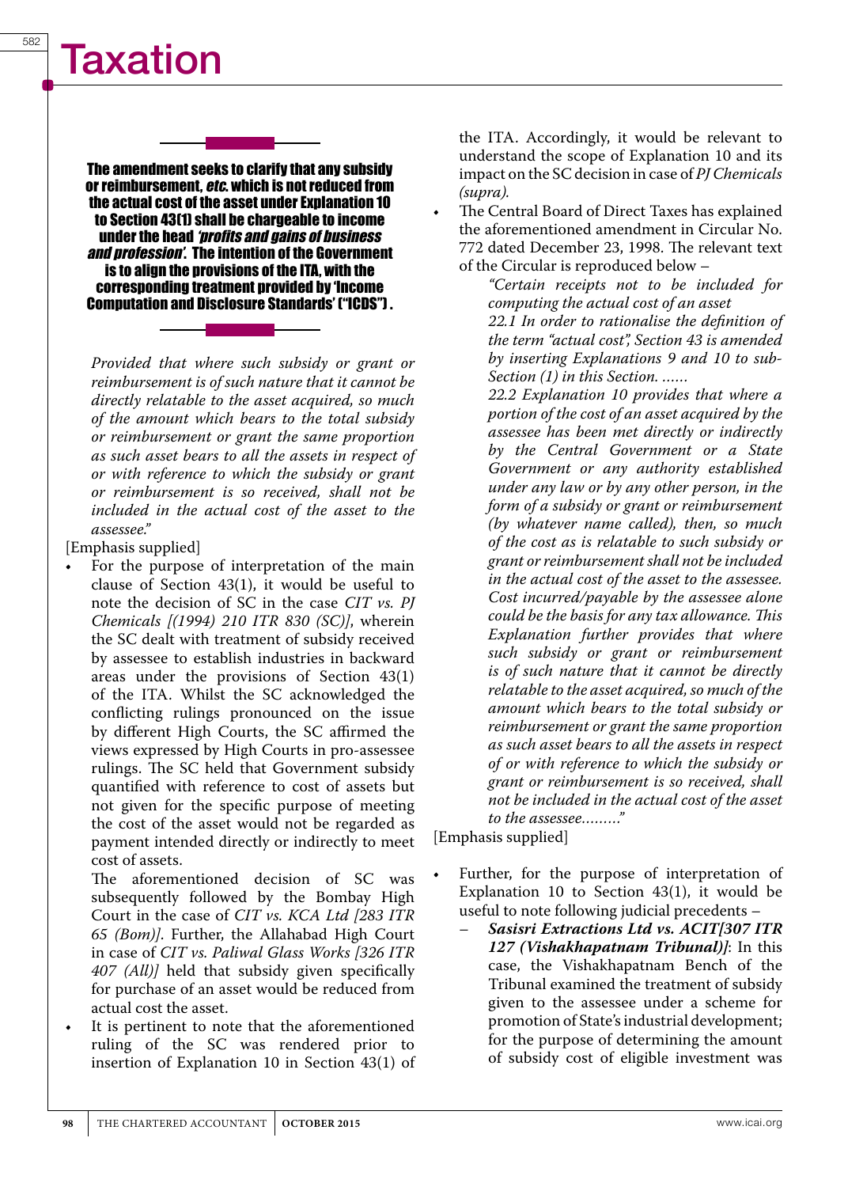> **The amendment seeks to clarify that any subsidy or reimbursement, *etc.* which is not reduced from the actual cost of the asset under Explanation 10 to Section 43(1) shall be chargeable to income under the head *'profits and gains of business and profession'*. The intention of the Government is to align the provisions of the ITA, with the corresponding treatment provided by 'Income Computation and Disclosure Standards' ("ICDS") .**

*Provided that where such subsidy or grant or reimbursement is of such nature that it cannot be directly relatable to the asset acquired, so much of the amount which bears to the total subsidy or reimbursement or grant the same proportion as such asset bears to all the assets in respect of or with reference to which the subsidy or grant or reimbursement is so received, shall not be included in the actual cost of the asset to the assessee."*

[Emphasis supplied]

- For the purpose of interpretation of the main clause of Section 43(1), it would be useful to note the decision of SC in the case *CIT vs. PJ Chemicals [(1994) 210 ITR 830 (SC)]*, wherein the SC dealt with treatment of subsidy received by assessee to establish industries in backward areas under the provisions of Section 43(1) of the ITA. Whilst the SC acknowledged the conflicting rulings pronounced on the issue by different High Courts, the SC affirmed the views expressed by High Courts in pro-assessee rulings. The SC held that Government subsidy quantified with reference to cost of assets but not given for the specific purpose of meeting the cost of the asset would not be regarded as payment intended directly or indirectly to meet cost of assets.

  The aforementioned decision of SC was subsequently followed by the Bombay High Court in the case of *CIT vs. KCA Ltd [283 ITR 65 (Bom)]*. Further, the Allahabad High Court in case of *CIT vs. Paliwal Glass Works [326 ITR 407 (All)]* held that subsidy given specifically for purchase of an asset would be reduced from actual cost the asset.

- It is pertinent to note that the aforementioned ruling of the SC was rendered prior to insertion of Explanation 10 in Section 43(1) of the ITA. Accordingly, it would be relevant to understand the scope of Explanation 10 and its impact on the SC decision in case of *PJ Chemicals (supra).*

- The Central Board of Direct Taxes has explained the aforementioned amendment in Circular No. 772 dated December 23, 1998. The relevant text of the Circular is reproduced below –

  > *"Certain receipts not to be included for computing the actual cost of an asset*
  >
  > *22.1 In order to rationalise the definition of the term "actual cost", Section 43 is amended by inserting Explanations 9 and 10 to sub-Section (1) in this Section. ......*
  >
  > *22.2 Explanation 10 provides that where a portion of the cost of an asset acquired by the assessee has been met directly or indirectly by the Central Government or a State Government or any authority established under any law or by any other person, in the form of a subsidy or grant or reimbursement (by whatever name called), then, so much of the cost as is relatable to such subsidy or grant or reimbursement shall not be included in the actual cost of the asset to the assessee. Cost incurred/payable by the assessee alone could be the basis for any tax allowance. This Explanation further provides that where such subsidy or grant or reimbursement is of such nature that it cannot be directly relatable to the asset acquired, so much of the amount which bears to the total subsidy or reimbursement or grant the same proportion as such asset bears to all the assets in respect of or with reference to which the subsidy or grant or reimbursement is so received, shall not be included in the actual cost of the asset to the assessee........."*

[Emphasis supplied]

- Further, for the purpose of interpretation of Explanation 10 to Section 43(1), it would be useful to note following judicial precedents –
  - ***Sasisri Extractions Ltd vs. ACIT[307 ITR 127 (Vishakhapatnam Tribunal)]***: In this case, the Vishakhapatnam Bench of the Tribunal examined the treatment of subsidy given to the assessee under a scheme for promotion of State's industrial development; for the purpose of determining the amount of subsidy cost of eligible investment was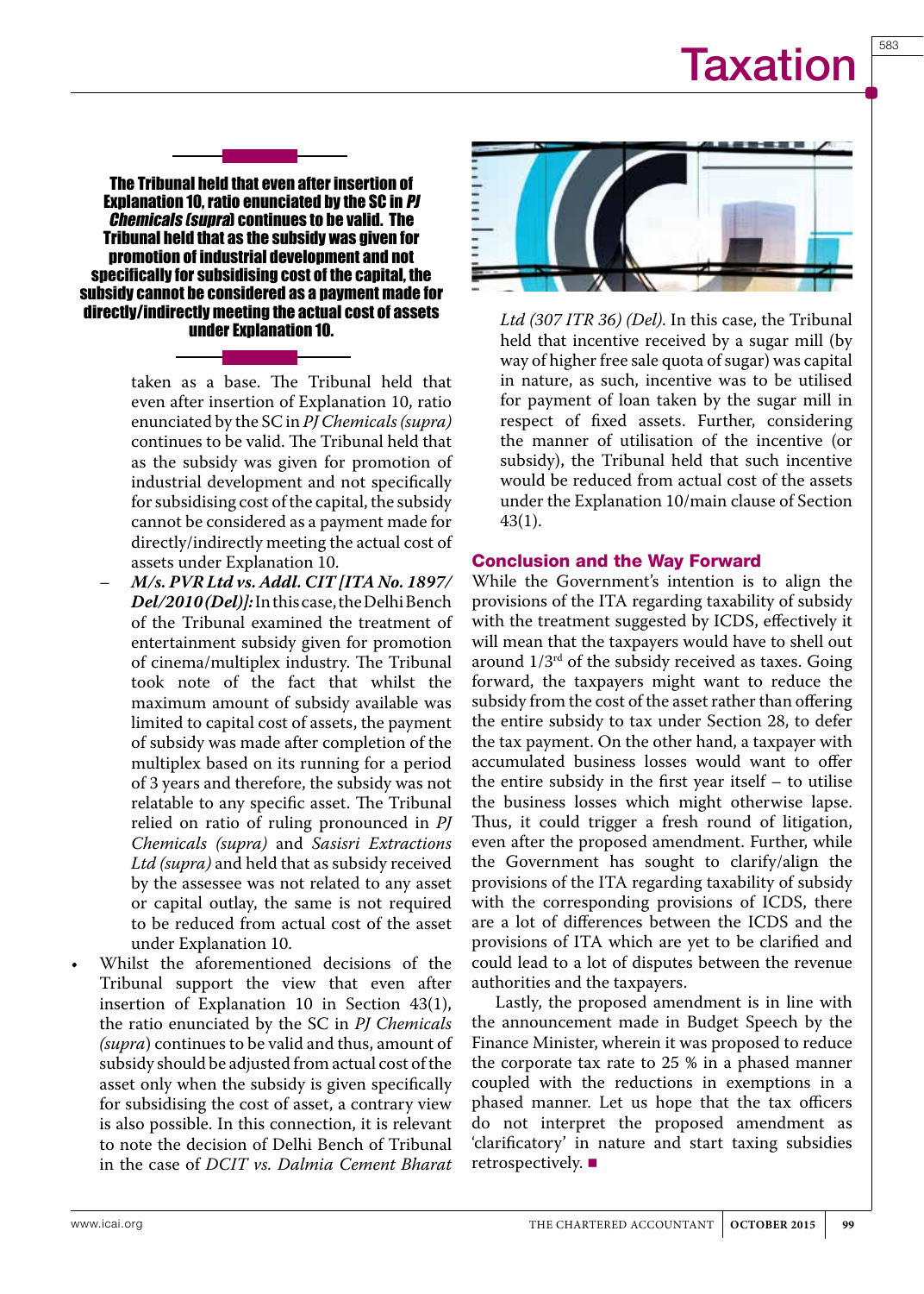**The Tribunal held that even after insertion of Explanation 10, ratio enunciated by the SC in *PJ Chemicals (supra)* continues to be valid. The Tribunal held that as the subsidy was given for promotion of industrial development and not specifically for subsidising cost of the capital, the subsidy cannot be considered as a payment made for directly/indirectly meeting the actual cost of assets under Explanation 10.**

taken as a base. The Tribunal held that even after insertion of Explanation 10, ratio enunciated by the SC in *PJ Chemicals (supra)* continues to be valid. The Tribunal held that as the subsidy was given for promotion of industrial development and not specifically for subsidising cost of the capital, the subsidy cannot be considered as a payment made for directly/indirectly meeting the actual cost of assets under Explanation 10.

– ***M/s. PVR Ltd vs. Addl. CIT [ITA No. 1897/ Del/2010 (Del)]:*** In this case, the Delhi Bench of the Tribunal examined the treatment of entertainment subsidy given for promotion of cinema/multiplex industry. The Tribunal took note of the fact that whilst the maximum amount of subsidy available was limited to capital cost of assets, the payment of subsidy was made after completion of the multiplex based on its running for a period of 3 years and therefore, the subsidy was not relatable to any specific asset. The Tribunal relied on ratio of ruling pronounced in *PJ Chemicals (supra)* and *Sasisri Extractions Ltd (supra)* and held that as subsidy received by the assessee was not related to any asset or capital outlay, the same is not required to be reduced from actual cost of the asset under Explanation 10.

- Whilst the aforementioned decisions of the Tribunal support the view that even after insertion of Explanation 10 in Section 43(1), the ratio enunciated by the SC in *PJ Chemicals (supra)* continues to be valid and thus, amount of subsidy should be adjusted from actual cost of the asset only when the subsidy is given specifically for subsidising the cost of asset, a contrary view is also possible. In this connection, it is relevant to note the decision of Delhi Bench of Tribunal in the case of *DCIT vs. Dalmia Cement Bharat Ltd (307 ITR 36) (Del).* In this case, the Tribunal held that incentive received by a sugar mill (by way of higher free sale quota of sugar) was capital in nature, as such, incentive was to be utilised for payment of loan taken by the sugar mill in respect of fixed assets. Further, considering the manner of utilisation of the incentive (or subsidy), the Tribunal held that such incentive would be reduced from actual cost of the assets under the Explanation 10/main clause of Section 43(1).

## Conclusion and the Way Forward

While the Government's intention is to align the provisions of the ITA regarding taxability of subsidy with the treatment suggested by ICDS, effectively it will mean that the taxpayers would have to shell out around 1/3rd of the subsidy received as taxes. Going forward, the taxpayers might want to reduce the subsidy from the cost of the asset rather than offering the entire subsidy to tax under Section 28, to defer the tax payment. On the other hand, a taxpayer with accumulated business losses would want to offer the entire subsidy in the first year itself – to utilise the business losses which might otherwise lapse. Thus, it could trigger a fresh round of litigation, even after the proposed amendment. Further, while the Government has sought to clarify/align the provisions of the ITA regarding taxability of subsidy with the corresponding provisions of ICDS, there are a lot of differences between the ICDS and the provisions of ITA which are yet to be clarified and could lead to a lot of disputes between the revenue authorities and the taxpayers.

Lastly, the proposed amendment is in line with the announcement made in Budget Speech by the Finance Minister, wherein it was proposed to reduce the corporate tax rate to 25 % in a phased manner coupled with the reductions in exemptions in a phased manner. Let us hope that the tax officers do not interpret the proposed amendment as 'clarificatory' in nature and start taxing subsidies retrospectively. ■